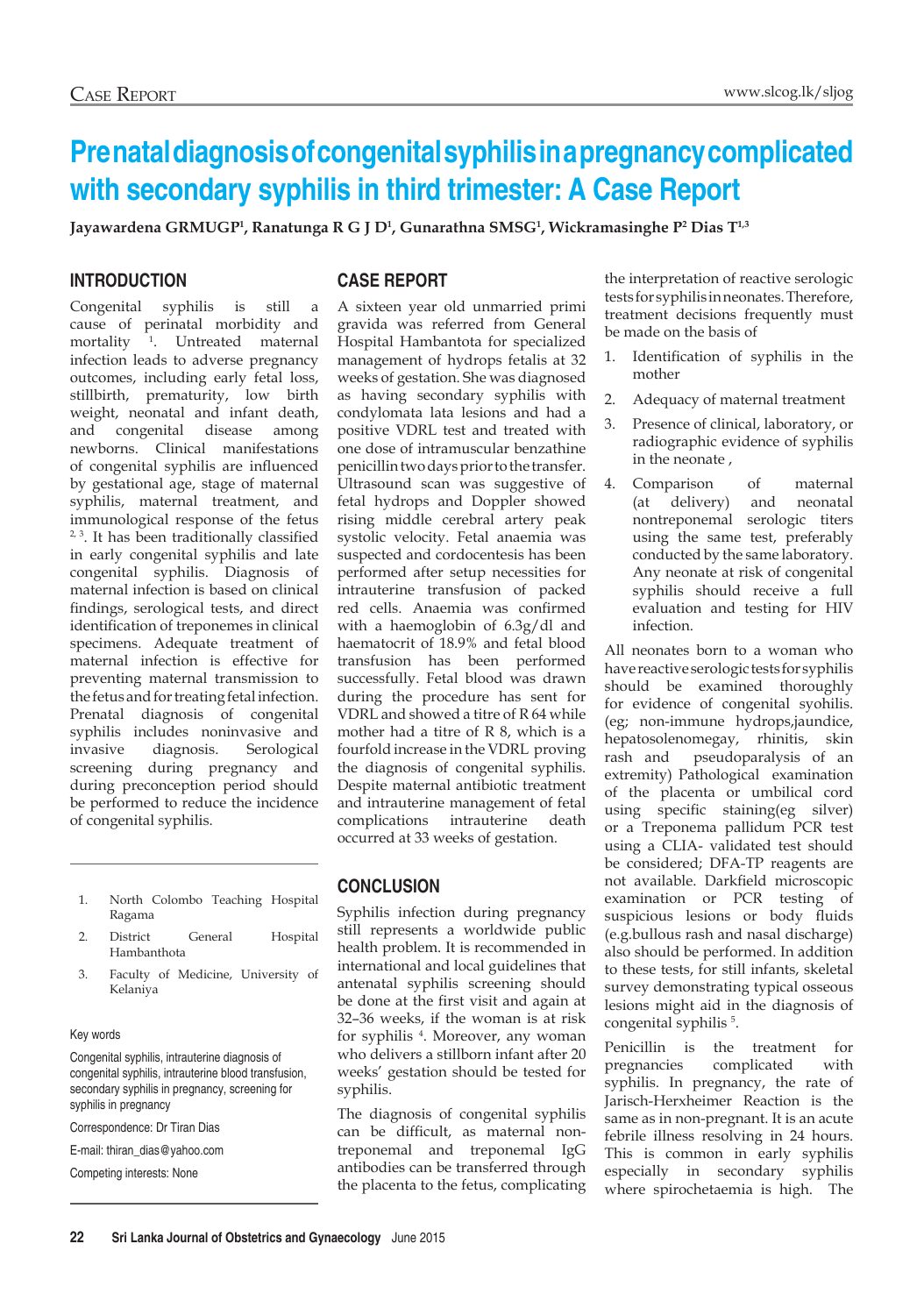# Prenatal diagnosis of congenital syphilis in a pregnancy complicated with secondary syphilis in third trimester: A Case Report

**Jayawardena GRMUGP[1], Ranatunga R G J D[1], Gunarathna SMSG[1], Wickramasinghe P[2] Dias T[1,3]**

## INTRODUCTION

Congenital syphilis is still a cause of perinatal morbidity and mortality [1]. Untreated maternal infection leads to adverse pregnancy outcomes, including early fetal loss, stillbirth, prematurity, low birth weight, neonatal and infant death, and congenital disease among newborns. Clinical manifestations of congenital syphilis are influenced by gestational age, stage of maternal syphilis, maternal treatment, and immunological response of the fetus [2, 3]. It has been traditionally classified in early congenital syphilis and late congenital syphilis. Diagnosis of maternal infection is based on clinical findings, serological tests, and direct identification of treponemes in clinical specimens. Adequate treatment of maternal infection is effective for preventing maternal transmission to the fetus and for treating fetal infection. Prenatal diagnosis of congenital syphilis includes noninvasive and invasive diagnosis. Serological screening during pregnancy and during preconception period should be performed to reduce the incidence of congenital syphilis.

1. North Colombo Teaching Hospital Ragama
2. District General Hospital Hambanthota
3. Faculty of Medicine, University of Kelaniya

Key words

Congenital syphilis, intrauterine diagnosis of congenital syphilis, intrauterine blood transfusion, secondary syphilis in pregnancy, screening for syphilis in pregnancy

Correspondence: Dr Tiran Dias

E-mail: thiran_dias@yahoo.com

Competing interests: None

## CASE REPORT

A sixteen year old unmarried primi gravida was referred from General Hospital Hambantota for specialized management of hydrops fetalis at 32 weeks of gestation. She was diagnosed as having secondary syphilis with condylomata lata lesions and had a positive VDRL test and treated with one dose of intramuscular benzathine penicillin two days prior to the transfer. Ultrasound scan was suggestive of fetal hydrops and Doppler showed rising middle cerebral artery peak systolic velocity. Fetal anaemia was suspected and cordocentesis has been performed after setup necessities for intrauterine transfusion of packed red cells. Anaemia was confirmed with a haemoglobin of 6.3g/dl and haematocrit of 18.9% and fetal blood transfusion has been performed successfully. Fetal blood was drawn during the procedure has sent for VDRL and showed a titre of R 64 while mother had a titre of R 8, which is a fourfold increase in the VDRL proving the diagnosis of congenital syphilis. Despite maternal antibiotic treatment and intrauterine management of fetal complications intrauterine death occurred at 33 weeks of gestation.

## CONCLUSION

Syphilis infection during pregnancy still represents a worldwide public health problem. It is recommended in international and local guidelines that antenatal syphilis screening should be done at the first visit and again at 32–36 weeks, if the woman is at risk for syphilis [4]. Moreover, any woman who delivers a stillborn infant after 20 weeks' gestation should be tested for syphilis.

The diagnosis of congenital syphilis can be difficult, as maternal non-treponemal and treponemal IgG antibodies can be transferred through the placenta to the fetus, complicating the interpretation of reactive serologic tests for syphilis in neonates. Therefore, treatment decisions frequently must be made on the basis of

1. Identification of syphilis in the mother
2. Adequacy of maternal treatment
3. Presence of clinical, laboratory, or radiographic evidence of syphilis in the neonate ,
4. Comparison of maternal (at delivery) and neonatal nontreponemal serologic titers using the same test, preferably conducted by the same laboratory. Any neonate at risk of congenital syphilis should receive a full evaluation and testing for HIV infection.

All neonates born to a woman who have reactive serologic tests for syphilis should be examined thoroughly for evidence of congenital syohilis. (eg; non-immune hydrops,jaundice, hepatosolenomegay, rhinitis, skin rash and pseudoparalysis of an extremity) Pathological examination of the placenta or umbilical cord using specific staining(eg silver) or a Treponema pallidum PCR test using a CLIA- validated test should be considered; DFA-TP reagents are not available. Darkfield microscopic examination or PCR testing of suspicious lesions or body fluids (e.g.bullous rash and nasal discharge) also should be performed. In addition to these tests, for still infants, skeletal survey demonstrating typical osseous lesions might aid in the diagnosis of congenital syphilis [5].

Penicillin is the treatment for pregnancies complicated with syphilis. In pregnancy, the rate of Jarisch-Herxheimer Reaction is the same as in non-pregnant. It is an acute febrile illness resolving in 24 hours. This is common in early syphilis especially in secondary syphilis where spirochetaemia is high. The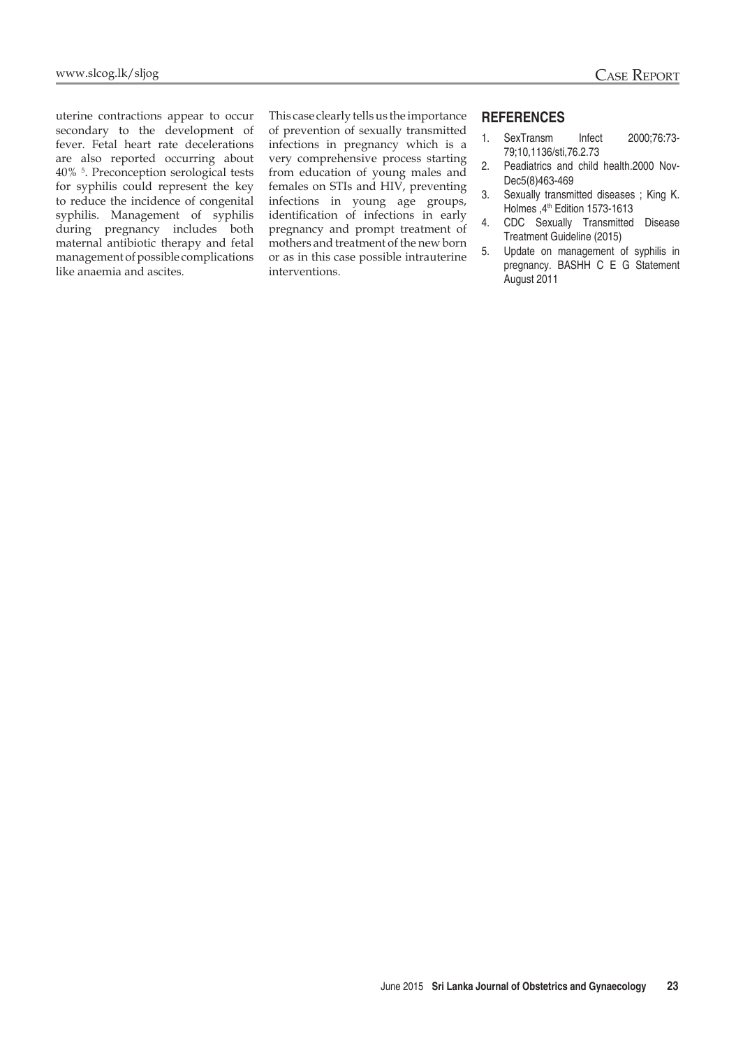uterine contractions appear to occur secondary to the development of fever. Fetal heart rate decelerations are also reported occurring about 40% [5]. Preconception serological tests for syphilis could represent the key to reduce the incidence of congenital syphilis. Management of syphilis during pregnancy includes both maternal antibiotic therapy and fetal management of possible complications like anaemia and ascites.

This case clearly tells us the importance of prevention of sexually transmitted infections in pregnancy which is a very comprehensive process starting from education of young males and females on STIs and HIV, preventing infections in young age groups, identification of infections in early pregnancy and prompt treatment of mothers and treatment of the new born or as in this case possible intrauterine interventions.

## REFERENCES

1. SexTransm Infect 2000;76:73-79;10,1136/sti,76.2.73
2. Peadiatrics and child health.2000 Nov-Dec5(8)463-469
3. Sexually transmitted diseases ; King K. Holmes ,4th Edition 1573-1613
4. CDC Sexually Transmitted Disease Treatment Guideline (2015)
5. Update on management of syphilis in pregnancy. BASHH C E G Statement August 2011